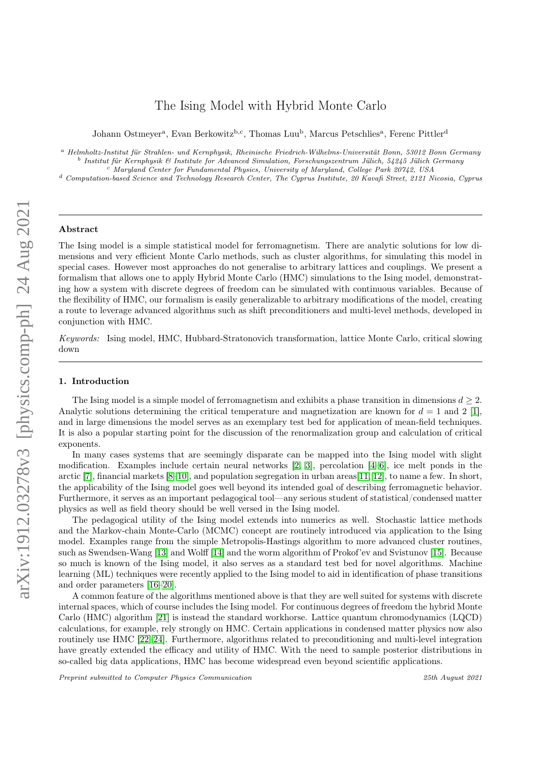# The Ising Model with Hybrid Monte Carlo

Johann Ostmeyer[a], Evan Berkowitz[b,c], Thomas Luu[b], Marcus Petschlies[a], Ferenc Pittler[d]

[a] Helmholtz-Institut für Strahlen- und Kernphysik, Rheinische Friedrich-Wilhelms-Universität Bonn, 53012 Bonn Germany
[b] Institut für Kernphysik & Institute for Advanced Simulation, Forschungszentrum Jülich, 54245 Jülich Germany
[c] Maryland Center for Fundamental Physics, University of Maryland, College Park 20742, USA
[d] Computation-based Science and Technology Research Center, The Cyprus Institute, 20 Kavafi Street, 2121 Nicosia, Cyprus

---

## Abstract

The Ising model is a simple statistical model for ferromagnetism. There are analytic solutions for low dimensions and very efficient Monte Carlo methods, such as cluster algorithms, for simulating this model in special cases. However most approaches do not generalise to arbitrary lattices and couplings. We present a formalism that allows one to apply Hybrid Monte Carlo (HMC) simulations to the Ising model, demonstrating how a system with discrete degrees of freedom can be simulated with continuous variables. Because of the flexibility of HMC, our formalism is easily generalizable to arbitrary modifications of the model, creating a route to leverage advanced algorithms such as shift preconditioners and multi-level methods, developed in conjunction with HMC.

*Keywords:* Ising model, HMC, Hubbard-Stratonovich transformation, lattice Monte Carlo, critical slowing down

---

## 1. Introduction

The Ising model is a simple model of ferromagnetism and exhibits a phase transition in dimensions $d \geq 2$. Analytic solutions determining the critical temperature and magnetization are known for $d = 1$ and 2 [1], and in large dimensions the model serves as an exemplary test bed for application of mean-field techniques. It is also a popular starting point for the discussion of the renormalization group and calculation of critical exponents.

In many cases systems that are seemingly disparate can be mapped into the Ising model with slight modification. Examples include certain neural networks [2, 3], percolation [4–6], ice melt ponds in the arctic [7], financial markets [8–10], and population segregation in urban areas[11, 12], to name a few. In short, the applicability of the Ising model goes well beyond its intended goal of describing ferromagnetic behavior. Furthermore, it serves as an important pedagogical tool—any serious student of statistical/condensed matter physics as well as field theory should be well versed in the Ising model.

The pedagogical utility of the Ising model extends into numerics as well. Stochastic lattice methods and the Markov-chain Monte-Carlo (MCMC) concept are routinely introduced via application to the Ising model. Examples range from the simple Metropolis-Hastings algorithm to more advanced cluster routines, such as Swendsen-Wang [13] and Wolff [14] and the worm algorithm of Prokof'ev and Svistunov [15]. Because so much is known of the Ising model, it also serves as a standard test bed for novel algorithms. Machine learning (ML) techniques were recently applied to the Ising model to aid in identification of phase transitions and order parameters [16–20].

A common feature of the algorithms mentioned above is that they are well suited for systems with discrete internal spaces, which of course includes the Ising model. For continuous degrees of freedom the hybrid Monte Carlo (HMC) algorithm [21] is instead the standard workhorse. Lattice quantum chromodynamics (LQCD) calculations, for example, rely strongly on HMC. Certain applications in condensed matter physics now also routinely use HMC [22–24]. Furthermore, algorithms related to preconditioning and multi-level integration have greatly extended the efficacy and utility of HMC. With the need to sample posterior distributions in so-called big data applications, HMC has become widespread even beyond scientific applications.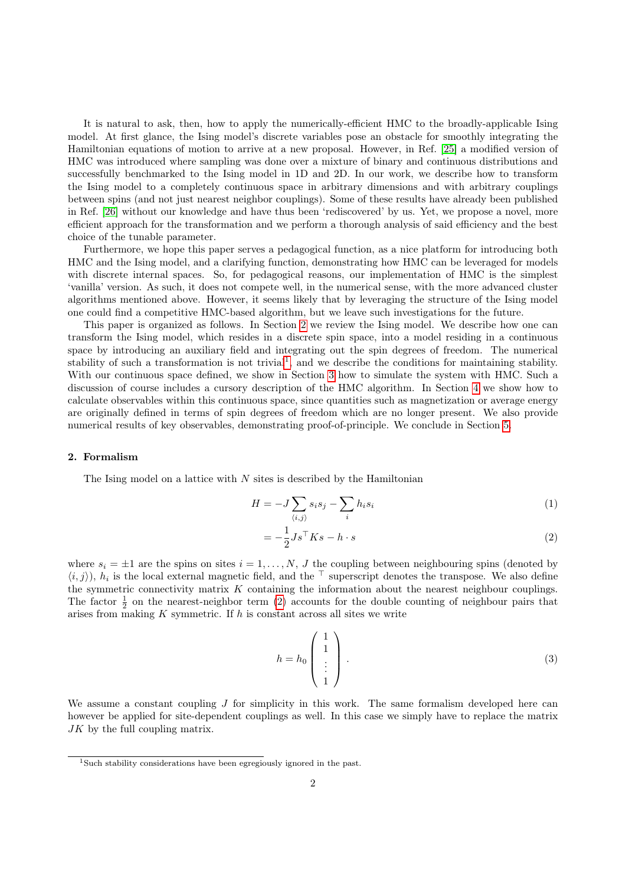It is natural to ask, then, how to apply the numerically-efficient HMC to the broadly-applicable Ising model. At first glance, the Ising model's discrete variables pose an obstacle for smoothly integrating the Hamiltonian equations of motion to arrive at a new proposal. However, in Ref. [25] a modified version of HMC was introduced where sampling was done over a mixture of binary and continuous distributions and successfully benchmarked to the Ising model in 1D and 2D. In our work, we describe how to transform the Ising model to a completely continuous space in arbitrary dimensions and with arbitrary couplings between spins (and not just nearest neighbor couplings). Some of these results have already been published in Ref. [26] without our knowledge and have thus been 'rediscovered' by us. Yet, we propose a novel, more efficient approach for the transformation and we perform a thorough analysis of said efficiency and the best choice of the tunable parameter.

Furthermore, we hope this paper serves a pedagogical function, as a nice platform for introducing both HMC and the Ising model, and a clarifying function, demonstrating how HMC can be leveraged for models with discrete internal spaces. So, for pedagogical reasons, our implementation of HMC is the simplest 'vanilla' version. As such, it does not compete well, in the numerical sense, with the more advanced cluster algorithms mentioned above. However, it seems likely that by leveraging the structure of the Ising model one could find a competitive HMC-based algorithm, but we leave such investigations for the future.

This paper is organized as follows. In Section 2 we review the Ising model. We describe how one can transform the Ising model, which resides in a discrete spin space, into a model residing in a continuous space by introducing an auxiliary field and integrating out the spin degrees of freedom. The numerical stability of such a transformation is not trivial[1], and we describe the conditions for maintaining stability. With our continuous space defined, we show in Section 3 how to simulate the system with HMC. Such a discussion of course includes a cursory description of the HMC algorithm. In Section 4 we show how to calculate observables within this continuous space, since quantities such as magnetization or average energy are originally defined in terms of spin degrees of freedom which are no longer present. We also provide numerical results of key observables, demonstrating proof-of-principle. We conclude in Section 5.

## 2. Formalism

The Ising model on a lattice with $N$ sites is described by the Hamiltonian

$$H = -J \sum_{\langle i,j \rangle} s_i s_j - \sum_i h_i s_i \tag{1}$$

$$= -\frac{1}{2} J s^\top K s - h \cdot s \tag{2}$$

where $s_i = \pm 1$ are the spins on sites $i = 1, \ldots, N$, $J$ the coupling between neighbouring spins (denoted by $\langle i,j \rangle$), $h_i$ is the local external magnetic field, and the $^\top$ superscript denotes the transpose. We also define the symmetric connectivity matrix $K$ containing the information about the nearest neighbour couplings. The factor $\frac{1}{2}$ on the nearest-neighbor term (2) accounts for the double counting of neighbour pairs that arises from making $K$ symmetric. If $h$ is constant across all sites we write

$$h = h_0 \begin{pmatrix} 1 \\ 1 \\ \vdots \\ 1 \end{pmatrix} . \tag{3}$$

We assume a constant coupling $J$ for simplicity in this work. The same formalism developed here can however be applied for site-dependent couplings as well. In this case we simply have to replace the matrix $JK$ by the full coupling matrix.

[1] Such stability considerations have been egregiously ignored in the past.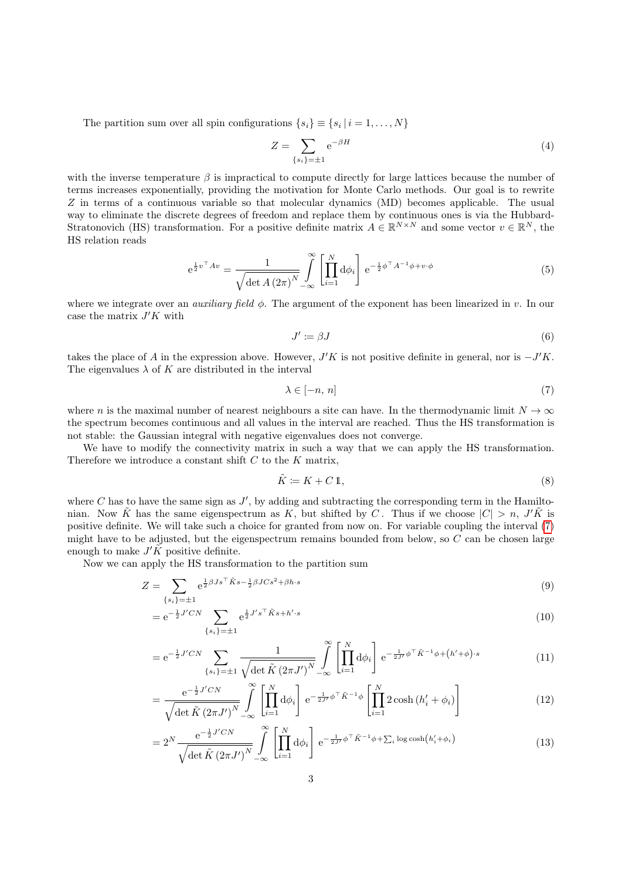The partition sum over all spin configurations $\{s_i\} \equiv \{s_i \,|\, i = 1, \ldots, N\}$

$$
Z = \sum_{\{s_i\}=\pm 1} \mathrm{e}^{-\beta H} \tag{4}
$$

with the inverse temperature $\beta$ is impractical to compute directly for large lattices because the number of terms increases exponentially, providing the motivation for Monte Carlo methods. Our goal is to rewrite $Z$ in terms of a continuous variable so that molecular dynamics (MD) becomes applicable. The usual way to eliminate the discrete degrees of freedom and replace them by continuous ones is via the Hubbard-Stratonovich (HS) transformation. For a positive definite matrix $A \in \mathbb{R}^{N\times N}$ and some vector $v \in \mathbb{R}^N$, the HS relation reads

$$
\mathrm{e}^{\frac{1}{2}v^\top A v} = \frac{1}{\sqrt{\det A\,(2\pi)^N}} \int_{-\infty}^{\infty} \left[\prod_{i=1}^{N} \mathrm{d}\phi_i\right] \mathrm{e}^{-\frac{1}{2}\phi^\top A^{-1}\phi + v\cdot\phi} \tag{5}
$$

where we integrate over an *auxiliary field* $\phi$. The argument of the exponent has been linearized in $v$. In our case the matrix $J'K$ with

$$
J' \coloneqq \beta J \tag{6}
$$

takes the place of $A$ in the expression above. However, $J'K$ is not positive definite in general, nor is $-J'K$. The eigenvalues $\lambda$ of $K$ are distributed in the interval

$$
\lambda \in [-n,\, n] \tag{7}
$$

where $n$ is the maximal number of nearest neighbours a site can have. In the thermodynamic limit $N \to \infty$ the spectrum becomes continuous and all values in the interval are reached. Thus the HS transformation is not stable: the Gaussian integral with negative eigenvalues does not converge.

We have to modify the connectivity matrix in such a way that we can apply the HS transformation. Therefore we introduce a constant shift $C$ to the $K$ matrix,

$$
\tilde{K} \coloneqq K + C\,\mathbb{1}, \tag{8}
$$

where $C$ has to have the same sign as $J'$, by adding and subtracting the corresponding term in the Hamiltonian. Now $\tilde{K}$ has the same eigenspectrum as $K$, but shifted by $C$. Thus if we choose $|C| > n$, $J'\tilde{K}$ is positive definite. We will take such a choice for granted from now on. For variable coupling the interval (7) might have to be adjusted, but the eigenspectrum remains bounded from below, so $C$ can be chosen large enough to make $J'\tilde{K}$ positive definite.

Now we can apply the HS transformation to the partition sum

$$
\begin{aligned}
Z &= \sum_{\{s_i\}=\pm 1} \mathrm{e}^{\frac{1}{2}\beta J s^\top \tilde{K} s - \frac{1}{2}\beta J C s^2 + \beta h\cdot s} && (9)\\
&= \mathrm{e}^{-\frac{1}{2}J'CN} \sum_{\{s_i\}=\pm 1} \mathrm{e}^{\frac{1}{2}J' s^\top \tilde{K} s + h'\cdot s} && (10)\\
&= \mathrm{e}^{-\frac{1}{2}J'CN} \sum_{\{s_i\}=\pm 1} \frac{1}{\sqrt{\det \tilde{K}\,(2\pi J')^N}} \int_{-\infty}^{\infty} \left[\prod_{i=1}^{N} \mathrm{d}\phi_i\right] \mathrm{e}^{-\frac{1}{2J'}\phi^\top \tilde{K}^{-1}\phi + (h'+\phi)\cdot s} && (11)\\
&= \frac{\mathrm{e}^{-\frac{1}{2}J'CN}}{\sqrt{\det \tilde{K}\,(2\pi J')^N}} \int_{-\infty}^{\infty} \left[\prod_{i=1}^{N} \mathrm{d}\phi_i\right] \mathrm{e}^{-\frac{1}{2J'}\phi^\top \tilde{K}^{-1}\phi} \left[\prod_{i=1}^{N} 2\cosh(h'_i + \phi_i)\right] && (12)\\
&= 2^N \frac{\mathrm{e}^{-\frac{1}{2}J'CN}}{\sqrt{\det \tilde{K}\,(2\pi J')^N}} \int_{-\infty}^{\infty} \left[\prod_{i=1}^{N} \mathrm{d}\phi_i\right] \mathrm{e}^{-\frac{1}{2J'}\phi^\top \tilde{K}^{-1}\phi + \sum_i \log\cosh(h'_i + \phi_i)} && (13)
\end{aligned}
$$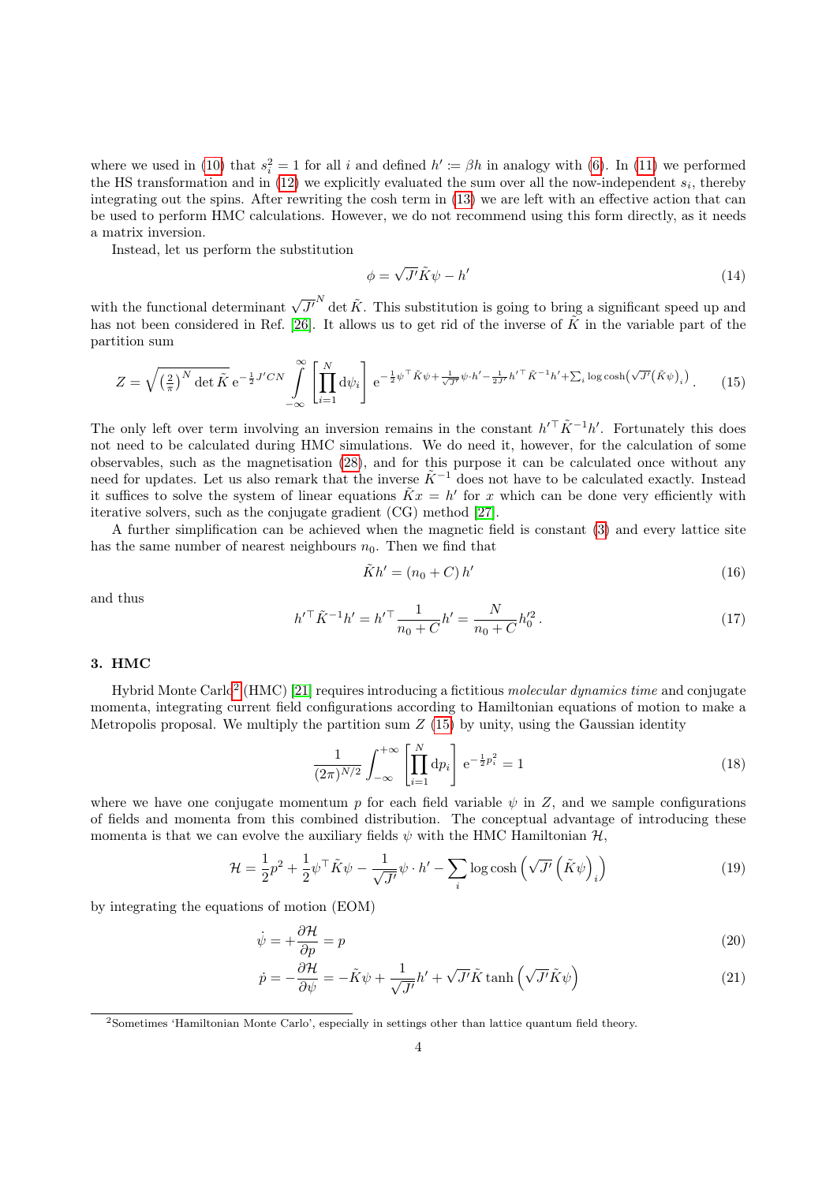where we used in (10) that $s_i^2 = 1$ for all $i$ and defined $h' := \beta h$ in analogy with (6). In (11) we performed the HS transformation and in (12) we explicitly evaluated the sum over all the now-independent $s_i$, thereby integrating out the spins. After rewriting the cosh term in (13) we are left with an effective action that can be used to perform HMC calculations. However, we do not recommend using this form directly, as it needs a matrix inversion.

Instead, let us perform the substitution

$$\phi = \sqrt{J'}\tilde{K}\psi - h' \tag{14}$$

with the functional determinant $\sqrt{J'}^N \det \tilde{K}$. This substitution is going to bring a significant speed up and has not been considered in Ref. [26]. It allows us to get rid of the inverse of $\tilde{K}$ in the variable part of the partition sum

$$Z = \sqrt{\left(\tfrac{2}{\pi}\right)^N \det \tilde{K}}\, \mathrm{e}^{-\frac{1}{2}J'CN} \int\limits_{-\infty}^{\infty} \left[\prod_{i=1}^{N} \mathrm{d}\psi_i\right] \mathrm{e}^{-\frac{1}{2}\psi^\top \tilde{K}\psi + \frac{1}{\sqrt{J'}}\psi\cdot h' - \frac{1}{2J'}h'^\top \tilde{K}^{-1}h' + \sum_i \log\cosh\left(\sqrt{J'}\left(\tilde{K}\psi\right)_i\right)}. \tag{15}$$

The only left over term involving an inversion remains in the constant $h'^\top \tilde{K}^{-1} h'$. Fortunately this does not need to be calculated during HMC simulations. We do need it, however, for the calculation of some observables, such as the magnetisation (28), and for this purpose it can be calculated once without any need for updates. Let us also remark that the inverse $\tilde{K}^{-1}$ does not have to be calculated exactly. Instead it suffices to solve the system of linear equations $\tilde{K}x = h'$ for $x$ which can be done very efficiently with iterative solvers, such as the conjugate gradient (CG) method [27].

A further simplification can be achieved when the magnetic field is constant (3) and every lattice site has the same number of nearest neighbours $n_0$. Then we find that

$$\tilde{K}h' = (n_0 + C)\, h' \tag{16}$$

and thus

$$h'^\top \tilde{K}^{-1} h' = h'^\top \frac{1}{n_0 + C} h' = \frac{N}{n_0 + C} h_0'^2\,. \tag{17}$$

## 3. HMC

Hybrid Monte Carlo[2] (HMC) [21] requires introducing a fictitious *molecular dynamics time* and conjugate momenta, integrating current field configurations according to Hamiltonian equations of motion to make a Metropolis proposal. We multiply the partition sum $Z$ (15) by unity, using the Gaussian identity

$$\frac{1}{(2\pi)^{N/2}} \int_{-\infty}^{+\infty} \left[\prod_{i=1}^{N} \mathrm{d}p_i\right] \mathrm{e}^{-\frac{1}{2}p_i^2} = 1 \tag{18}$$

where we have one conjugate momentum $p$ for each field variable $\psi$ in $Z$, and we sample configurations of fields and momenta from this combined distribution. The conceptual advantage of introducing these momenta is that we can evolve the auxiliary fields $\psi$ with the HMC Hamiltonian $\mathcal{H}$,

$$\mathcal{H} = \frac{1}{2}p^2 + \frac{1}{2}\psi^\top \tilde{K}\psi - \frac{1}{\sqrt{J'}}\psi \cdot h' - \sum_i \log\cosh\left(\sqrt{J'}\left(\tilde{K}\psi\right)_i\right) \tag{19}$$

by integrating the equations of motion (EOM)

$$\dot{\psi} = +\frac{\partial \mathcal{H}}{\partial p} = p \tag{20}$$

$$\dot{p} = -\frac{\partial \mathcal{H}}{\partial \psi} = -\tilde{K}\psi + \frac{1}{\sqrt{J'}}h' + \sqrt{J'}\tilde{K}\tanh\left(\sqrt{J'}\tilde{K}\psi\right) \tag{21}$$

[2] Sometimes 'Hamiltonian Monte Carlo', especially in settings other than lattice quantum field theory.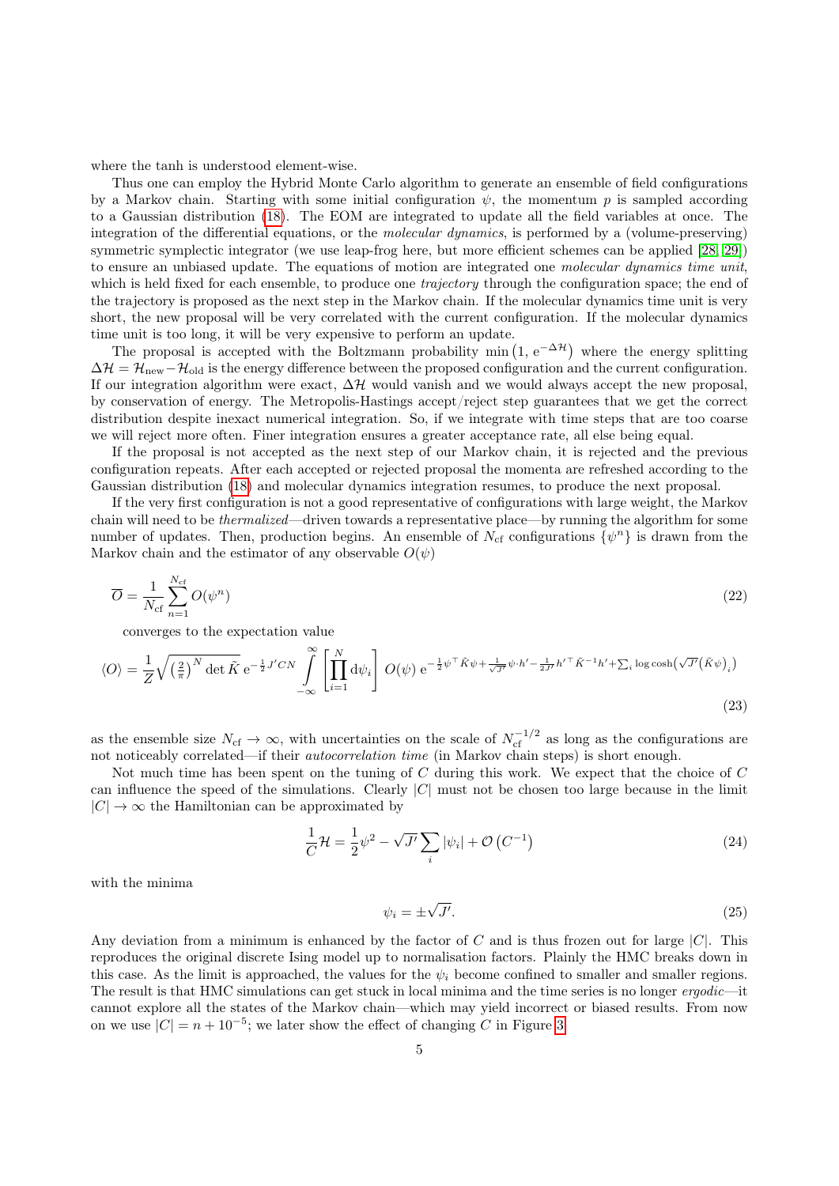where the tanh is understood element-wise.

Thus one can employ the Hybrid Monte Carlo algorithm to generate an ensemble of field configurations by a Markov chain. Starting with some initial configuration $\psi$, the momentum $p$ is sampled according to a Gaussian distribution (18). The EOM are integrated to update all the field variables at once. The integration of the differential equations, or the *molecular dynamics*, is performed by a (volume-preserving) symmetric symplectic integrator (we use leap-frog here, but more efficient schemes can be applied [28, 29]) to ensure an unbiased update. The equations of motion are integrated one *molecular dynamics time unit*, which is held fixed for each ensemble, to produce one *trajectory* through the configuration space; the end of the trajectory is proposed as the next step in the Markov chain. If the molecular dynamics time unit is very short, the new proposal will be very correlated with the current configuration. If the molecular dynamics time unit is too long, it will be very expensive to perform an update.

The proposal is accepted with the Boltzmann probability $\min\left(1, \mathrm{e}^{-\Delta\mathcal{H}}\right)$ where the energy splitting $\Delta\mathcal{H} = \mathcal{H}_{\text{new}} - \mathcal{H}_{\text{old}}$ is the energy difference between the proposed configuration and the current configuration. If our integration algorithm were exact, $\Delta\mathcal{H}$ would vanish and we would always accept the new proposal, by conservation of energy. The Metropolis-Hastings accept/reject step guarantees that we get the correct distribution despite inexact numerical integration. So, if we integrate with time steps that are too coarse we will reject more often. Finer integration ensures a greater acceptance rate, all else being equal.

If the proposal is not accepted as the next step of our Markov chain, it is rejected and the previous configuration repeats. After each accepted or rejected proposal the momenta are refreshed according to the Gaussian distribution (18) and molecular dynamics integration resumes, to produce the next proposal.

If the very first configuration is not a good representative of configurations with large weight, the Markov chain will need to be *thermalized*—driven towards a representative place—by running the algorithm for some number of updates. Then, production begins. An ensemble of $N_{\text{cf}}$ configurations $\{\psi^n\}$ is drawn from the Markov chain and the estimator of any observable $O(\psi)$

$$\overline{O} = \frac{1}{N_{\text{cf}}} \sum_{n=1}^{N_{\text{cf}}} O(\psi^n) \tag{22}$$

converges to the expectation value

$$\langle O \rangle = \frac{1}{Z} \sqrt{\left(\tfrac{2}{\pi}\right)^N \det \tilde{K}}\, \mathrm{e}^{-\frac{1}{2}J'CN} \int\limits_{-\infty}^{\infty} \left[\prod_{i=1}^{N} \mathrm{d}\psi_i\right] O(\psi)\, \mathrm{e}^{-\frac{1}{2}\psi^\top \tilde{K}\psi + \frac{1}{\sqrt{J'}}\psi\cdot h' - \frac{1}{2J'}h'^\top \tilde{K}^{-1}h' + \sum_i \log\cosh\left(\sqrt{J'}\left(\tilde{K}\psi\right)_i\right)} \tag{23}$$

as the ensemble size $N_{\text{cf}} \to \infty$, with uncertainties on the scale of $N_{\text{cf}}^{-1/2}$ as long as the configurations are not noticeably correlated—if their *autocorrelation time* (in Markov chain steps) is short enough.

Not much time has been spent on the tuning of $C$ during this work. We expect that the choice of $C$ can influence the speed of the simulations. Clearly $|C|$ must not be chosen too large because in the limit $|C| \to \infty$ the Hamiltonian can be approximated by

$$\frac{1}{C}\mathcal{H} = \frac{1}{2}\psi^2 - \sqrt{J'}\sum_i |\psi_i| + \mathcal{O}\left(C^{-1}\right) \tag{24}$$

with the minima

$$\psi_i = \pm\sqrt{J'}. \tag{25}$$

Any deviation from a minimum is enhanced by the factor of $C$ and is thus frozen out for large $|C|$. This reproduces the original discrete Ising model up to normalisation factors. Plainly the HMC breaks down in this case. As the limit is approached, the values for the $\psi_i$ become confined to smaller and smaller regions. The result is that HMC simulations can get stuck in local minima and the time series is no longer *ergodic*—it cannot explore all the states of the Markov chain—which may yield incorrect or biased results. From now on we use $|C| = n + 10^{-5}$; we later show the effect of changing $C$ in Figure 3.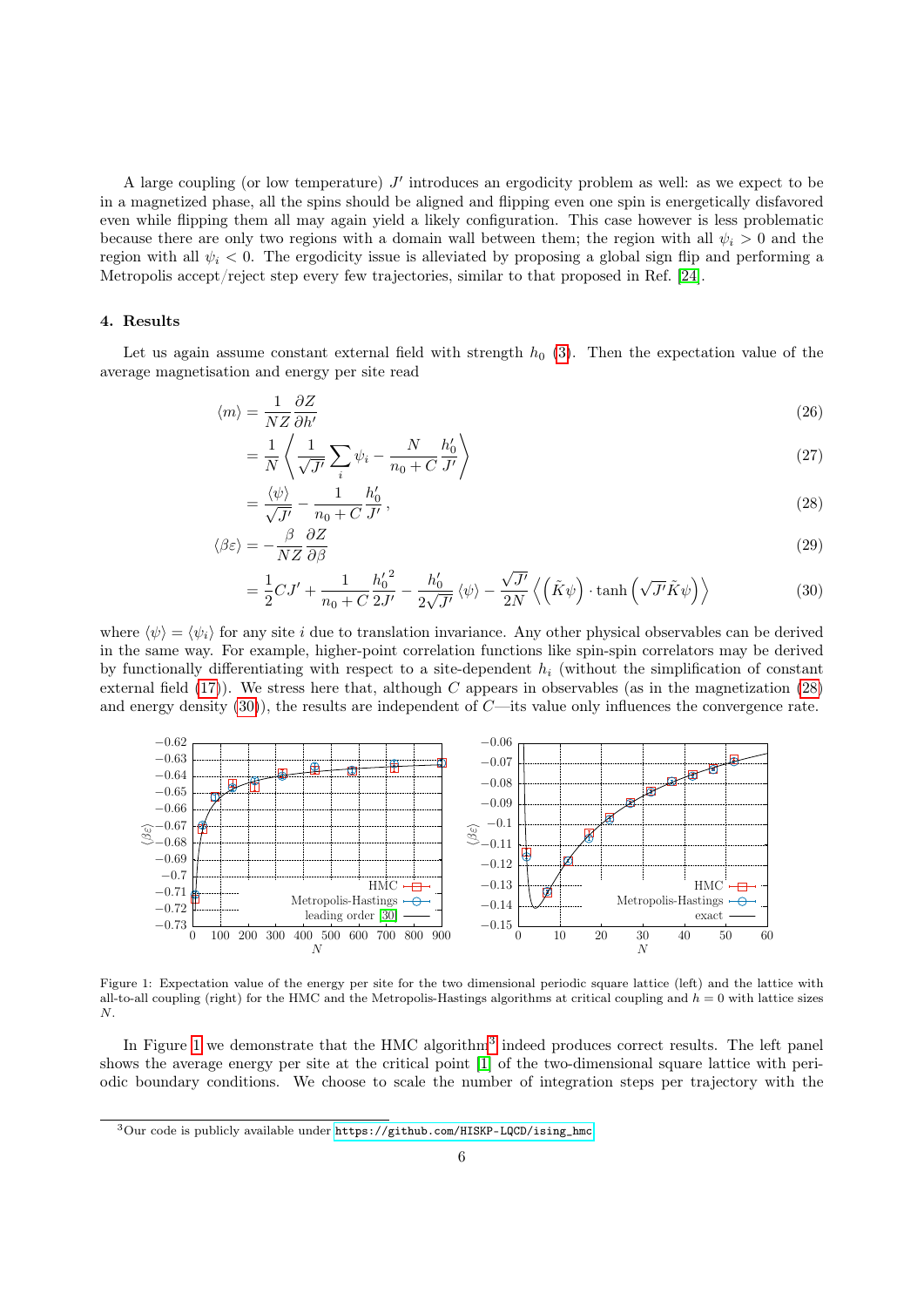A large coupling (or low temperature) $J'$ introduces an ergodicity problem as well: as we expect to be in a magnetized phase, all the spins should be aligned and flipping even one spin is energetically disfavored even while flipping them all may again yield a likely configuration. This case however is less problematic because there are only two regions with a domain wall between them; the region with all $\psi_i > 0$ and the region with all $\psi_i < 0$. The ergodicity issue is alleviated by proposing a global sign flip and performing a Metropolis accept/reject step every few trajectories, similar to that proposed in Ref. [24].

## 4. Results

Let us again assume constant external field with strength $h_0$ (3). Then the expectation value of the average magnetisation and energy per site read

$$\langle m \rangle = \frac{1}{NZ}\frac{\partial Z}{\partial h'} \tag{26}$$

$$= \frac{1}{N}\left\langle \frac{1}{\sqrt{J'}}\sum_i \psi_i - \frac{N}{n_0 + C}\frac{h'_0}{J'} \right\rangle \tag{27}$$

$$= \frac{\langle \psi \rangle}{\sqrt{J'}} - \frac{1}{n_0 + C}\frac{h'_0}{J'}, \tag{28}$$

$$\langle \beta\varepsilon \rangle = -\frac{\beta}{NZ}\frac{\partial Z}{\partial \beta} \tag{29}$$

$$= \frac{1}{2}CJ' + \frac{1}{n_0 + C}\frac{{h'_0}^2}{2J'} - \frac{h'_0}{2\sqrt{J'}}\langle \psi \rangle - \frac{\sqrt{J'}}{2N}\left\langle \left(\tilde{K}\psi\right) \cdot \tanh\left(\sqrt{J'}\tilde{K}\psi\right) \right\rangle \tag{30}$$

where $\langle \psi \rangle = \langle \psi_i \rangle$ for any site $i$ due to translation invariance. Any other physical observables can be derived in the same way. For example, higher-point correlation functions like spin-spin correlators may be derived by functionally differentiating with respect to a site-dependent $h_i$ (without the simplification of constant external field (17)). We stress here that, although $C$ appears in observables (as in the magnetization (28) and energy density (30)), the results are independent of $C$—its value only influences the convergence rate.

Figure 1: Expectation value of the energy per site for the two dimensional periodic square lattice (left) and the lattice with all-to-all coupling (right) for the HMC and the Metropolis-Hastings algorithms at critical coupling and $h = 0$ with lattice sizes $N$.

In Figure 1 we demonstrate that the HMC algorithm[3] indeed produces correct results. The left panel shows the average energy per site at the critical point [1] of the two-dimensional square lattice with periodic boundary conditions. We choose to scale the number of integration steps per trajectory with the

[3] Our code is publicly available under https://github.com/HISKP-LQCD/ising_hmc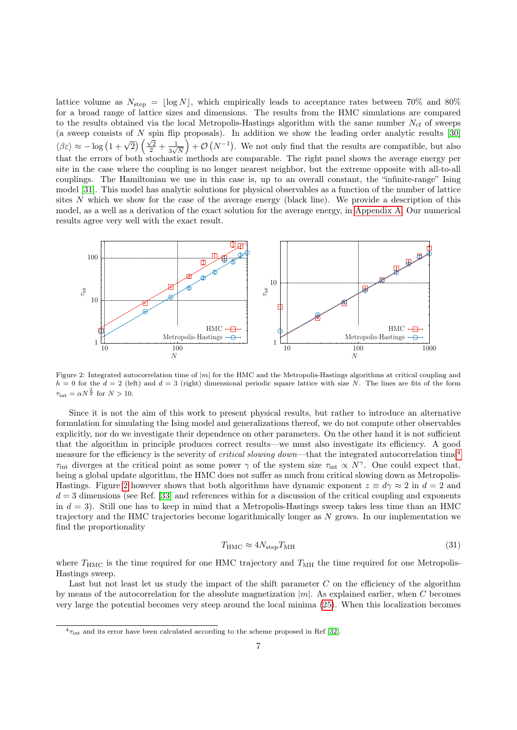lattice volume as $N_{\mathrm{step}} = \lfloor \log N \rfloor$, which empirically leads to acceptance rates between 70% and 80% for a broad range of lattice sizes and dimensions. The results from the HMC simulations are compared to the results obtained via the local Metropolis-Hastings algorithm with the same number $N_{\mathrm{cf}}$ of sweeps (a sweep consists of $N$ spin flip proposals). In addition we show the leading order analytic results [30] $\langle \beta\varepsilon \rangle \approx -\log\left(1+\sqrt{2}\right)\left(\frac{\sqrt{2}}{2}+\frac{1}{3\sqrt{N}}\right)+\mathcal{O}\left(N^{-1}\right)$. We not only find that the results are compatible, but also that the errors of both stochastic methods are comparable. The right panel shows the average energy per site in the case where the coupling is no longer nearest neighbor, but the extreme opposite with all-to-all couplings. The Hamiltonian we use in this case is, up to an overall constant, the "infinite-range" Ising model [31]. This model has analytic solutions for physical observables as a function of the number of lattice sites $N$ which we show for the case of the average energy (black line). We provide a description of this model, as a well as a derivation of the exact solution for the average energy, in Appendix A. Our numerical results agree very well with the exact result.

Figure 2: Integrated autocorrelation time of $|m|$ for the HMC and the Metropolis-Hastings algorithms at critical coupling and $h = 0$ for the $d = 2$ (left) and $d = 3$ (right) dimensional periodic square lattice with size $N$. The lines are fits of the form $\tau_{\mathrm{int}} = \alpha N^{\frac{2}{d}}$ for $N > 10$.

Since it is not the aim of this work to present physical results, but rather to introduce an alternative formulation for simulating the Ising model and generalizations thereof, we do not compute other observables explicitly, nor do we investigate their dependence on other parameters. On the other hand it is not sufficient that the algorithm in principle produces correct results—we must also investigate its efficiency. A good measure for the efficiency is the severity of *critical slowing down*—that the integrated autocorrelation time[4] $\tau_{\mathrm{int}}$ diverges at the critical point as some power $\gamma$ of the system size $\tau_{\mathrm{int}} \propto N^{\gamma}$. One could expect that, being a global update algorithm, the HMC does not suffer as much from critical slowing down as Metropolis-Hastings. Figure 2 however shows that both algorithms have dynamic exponent $z \equiv d\gamma \approx 2$ in $d = 2$ and $d = 3$ dimensions (see Ref. [33] and references within for a discussion of the critical coupling and exponents in $d = 3$). Still one has to keep in mind that a Metropolis-Hastings sweep takes less time than an HMC trajectory and the HMC trajectories become logarithmically longer as $N$ grows. In our implementation we find the proportionality

$$T_{\mathrm{HMC}} \approx 4 N_{\mathrm{step}} T_{\mathrm{MH}} \tag{31}$$

where $T_{\mathrm{HMC}}$ is the time required for one HMC trajectory and $T_{\mathrm{MH}}$ the time required for one Metropolis-Hastings sweep.

Last but not least let us study the impact of the shift parameter $C$ on the efficiency of the algorithm by means of the autocorrelation for the absolute magnetization $|m|$. As explained earlier, when $C$ becomes very large the potential becomes very steep around the local minima (25). When this localization becomes

[4] $\tau_{\mathrm{int}}$ and its error have been calculated according to the scheme proposed in Ref [32].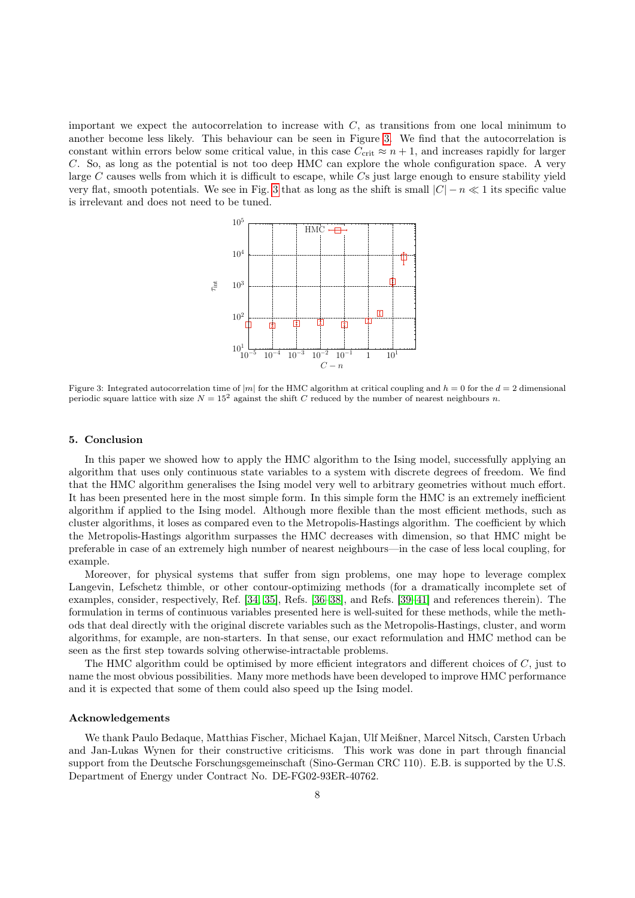important we expect the autocorrelation to increase with $C$, as transitions from one local minimum to another become less likely. This behaviour can be seen in Figure 3. We find that the autocorrelation is constant within errors below some critical value, in this case $C_{\text{crit}} \approx n+1$, and increases rapidly for larger $C$. So, as long as the potential is not too deep HMC can explore the whole configuration space. A very large $C$ causes wells from which it is difficult to escape, while $C$s just large enough to ensure stability yield very flat, smooth potentials. We see in Fig. 3 that as long as the shift is small $|C| - n \ll 1$ its specific value is irrelevant and does not need to be tuned.

Figure 3: Integrated autocorrelation time of $|m|$ for the HMC algorithm at critical coupling and $h = 0$ for the $d = 2$ dimensional periodic square lattice with size $N = 15^2$ against the shift $C$ reduced by the number of nearest neighbours $n$.

## 5. Conclusion

In this paper we showed how to apply the HMC algorithm to the Ising model, successfully applying an algorithm that uses only continuous state variables to a system with discrete degrees of freedom. We find that the HMC algorithm generalises the Ising model very well to arbitrary geometries without much effort. It has been presented here in the most simple form. In this simple form the HMC is an extremely inefficient algorithm if applied to the Ising model. Although more flexible than the most efficient methods, such as cluster algorithms, it loses as compared even to the Metropolis-Hastings algorithm. The coefficient by which the Metropolis-Hastings algorithm surpasses the HMC decreases with dimension, so that HMC might be preferable in case of an extremely high number of nearest neighbours—in the case of less local coupling, for example.

Moreover, for physical systems that suffer from sign problems, one may hope to leverage complex Langevin, Lefschetz thimble, or other contour-optimizing methods (for a dramatically incomplete set of examples, consider, respectively, Ref. [34, 35], Refs. [36–38], and Refs. [39–41] and references therein). The formulation in terms of continuous variables presented here is well-suited for these methods, while the methods that deal directly with the original discrete variables such as the Metropolis-Hastings, cluster, and worm algorithms, for example, are non-starters. In that sense, our exact reformulation and HMC method can be seen as the first step towards solving otherwise-intractable problems.

The HMC algorithm could be optimised by more efficient integrators and different choices of $C$, just to name the most obvious possibilities. Many more methods have been developed to improve HMC performance and it is expected that some of them could also speed up the Ising model.

### Acknowledgements

We thank Paulo Bedaque, Matthias Fischer, Michael Kajan, Ulf Meißner, Marcel Nitsch, Carsten Urbach and Jan-Lukas Wynen for their constructive criticisms. This work was done in part through financial support from the Deutsche Forschungsgemeinschaft (Sino-German CRC 110). E.B. is supported by the U.S. Department of Energy under Contract No. DE-FG02-93ER-40762.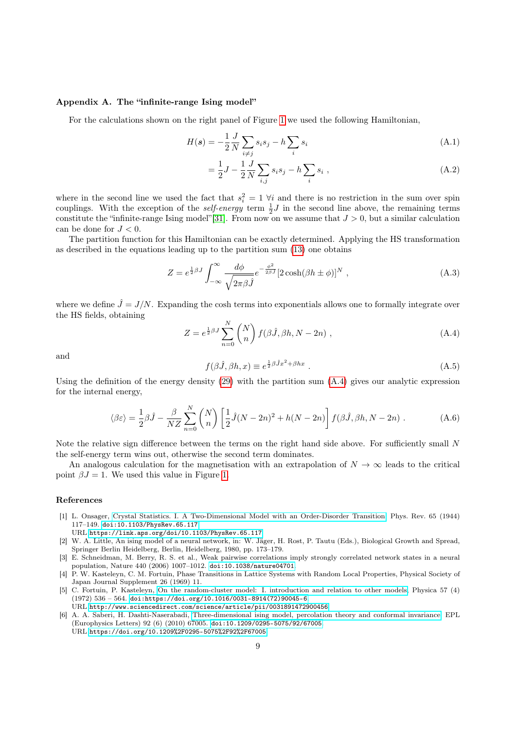## Appendix A. The "infinite-range Ising model"

For the calculations shown on the right panel of Figure 1 we used the following Hamiltonian,

$$H(\boldsymbol{s}) = -\frac{1}{2}\frac{J}{N}\sum_{i\neq j} s_i s_j - h\sum_i s_i \tag{A.1}$$

$$= \frac{1}{2}J - \frac{1}{2}\frac{J}{N}\sum_{i,j} s_i s_j - h\sum_i s_i \ , \tag{A.2}$$

where in the second line we used the fact that $s_i^2 = 1\ \forall i$ and there is no restriction in the sum over spin couplings. With the exception of the *self-energy* term $\frac{1}{2}J$ in the second line above, the remaining terms constitute the "infinite-range Ising model"[31]. From now on we assume that $J > 0$, but a similar calculation can be done for $J < 0$.

The partition function for this Hamiltonian can be exactly determined. Applying the HS transformation as described in the equations leading up to the partition sum (13) one obtains

$$Z = e^{\frac{1}{2}\beta J}\int_{-\infty}^{\infty}\frac{d\phi}{\sqrt{2\pi\beta\hat{J}}}e^{-\frac{\phi^2}{2\beta\hat{J}}}\left[2\cosh(\beta h \pm \phi)\right]^N \ , \tag{A.3}$$

where we define $\hat{J} = J/N$. Expanding the cosh terms into exponentials allows one to formally integrate over the HS fields, obtaining

$$Z = e^{\frac{1}{2}\beta J}\sum_{n=0}^{N}\binom{N}{n} f(\beta\hat{J}, \beta h, N-2n) \ , \tag{A.4}$$

and

$$f(\beta\hat{J}, \beta h, x) \equiv e^{\frac{1}{2}\beta\hat{J}x^2 + \beta h x} \ . \tag{A.5}$$

Using the definition of the energy density (29) with the partition sum (A.4) gives our analytic expression for the internal energy,

$$\langle\beta\varepsilon\rangle = \frac{1}{2}\beta\hat{J} - \frac{\beta}{NZ}\sum_{n=0}^{N}\binom{N}{n}\left[\frac{1}{2}\hat{J}(N-2n)^2 + h(N-2n)\right] f(\beta\hat{J}, \beta h, N-2n) \ . \tag{A.6}$$

Note the relative sign difference between the terms on the right hand side above. For sufficiently small $N$ the self-energy term wins out, otherwise the second term dominates.

An analogous calculation for the magnetisation with an extrapolation of $N \to \infty$ leads to the critical point $\beta J = 1$. We used this value in Figure 1.

## References

[1] L. Onsager, Crystal Statistics. I. A Two-Dimensional Model with an Order-Disorder Transition, Phys. Rev. 65 (1944) 117–149. doi:10.1103/PhysRev.65.117.
URL https://link.aps.org/doi/10.1103/PhysRev.65.117

[2] W. A. Little, An ising model of a neural network, in: W. Jäger, H. Rost, P. Tautu (Eds.), Biological Growth and Spread, Springer Berlin Heidelberg, Berlin, Heidelberg, 1980, pp. 173–179.

[3] E. Schneidman, M. Berry, R. S. et al., Weak pairwise correlations imply strongly correlated network states in a neural population, Nature 440 (2006) 1007–1012. doi:10.1038/nature04701.

[4] P. W. Kasteleyn, C. M. Fortuin, Phase Transitions in Lattice Systems with Random Local Properties, Physical Society of Japan Journal Supplement 26 (1969) 11.

[5] C. Fortuin, P. Kasteleyn, On the random-cluster model: I. introduction and relation to other models, Physica 57 (4) (1972) 536 – 564. doi:https://doi.org/10.1016/0031-8914(72)90045-6.
URL http://www.sciencedirect.com/science/article/pii/0031891472900456

[6] A. A. Saberi, H. Dashti-Naserabadi, Three-dimensional ising model, percolation theory and conformal invariance, EPL (Europhysics Letters) 92 (6) (2010) 67005. doi:10.1209/0295-5075/92/67005.
URL https://doi.org/10.1209%2F0295-5075%2F92%2F67005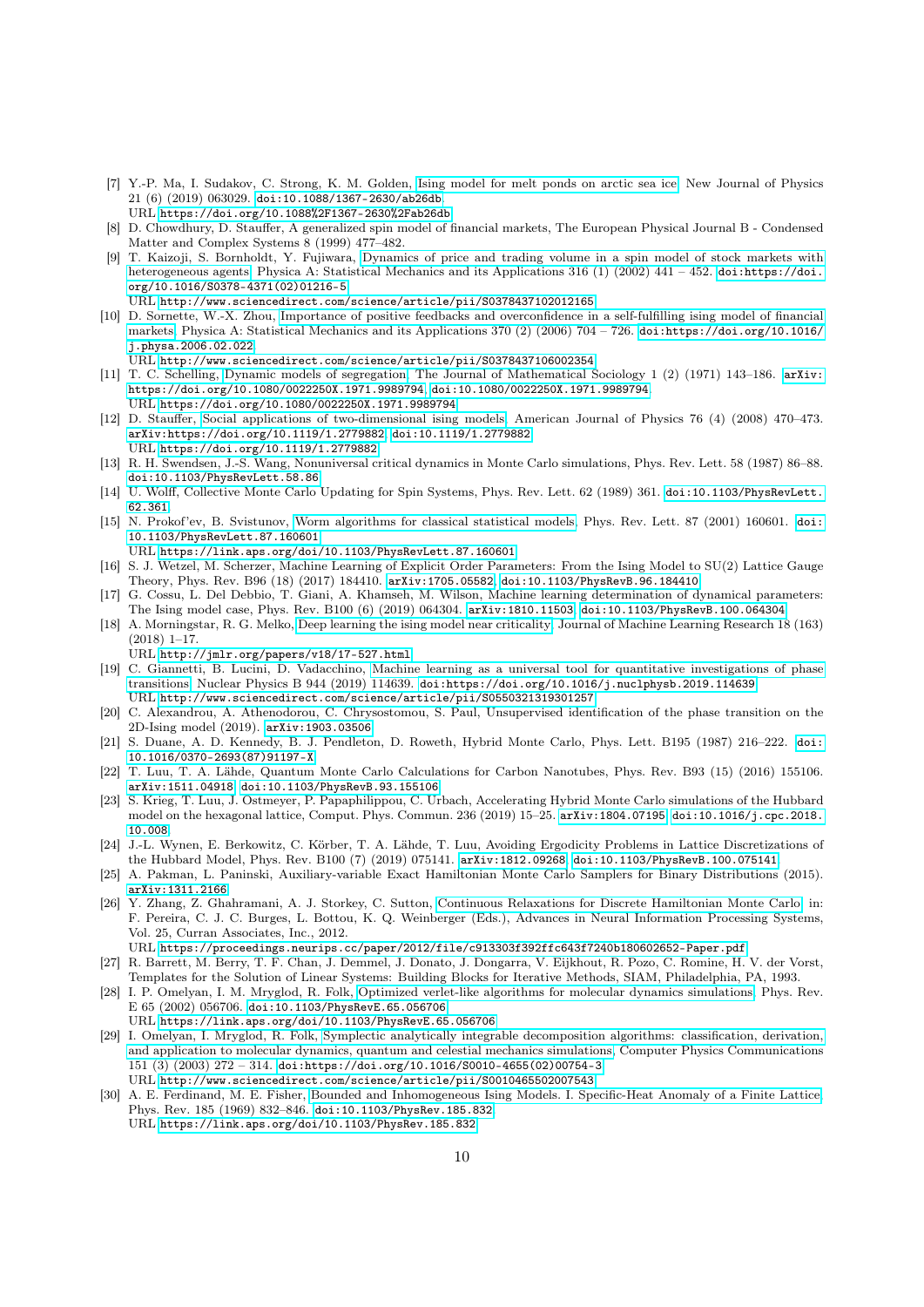[7] Y.-P. Ma, I. Sudakov, C. Strong, K. M. Golden, Ising model for melt ponds on arctic sea ice, New Journal of Physics 21 (6) (2019) 063029. doi:10.1088/1367-2630/ab26db.
URL https://doi.org/10.1088%2F1367-2630%2Fab26db

[8] D. Chowdhury, D. Stauffer, A generalized spin model of financial markets, The European Physical Journal B - Condensed Matter and Complex Systems 8 (1999) 477–482.

[9] T. Kaizoji, S. Bornholdt, Y. Fujiwara, Dynamics of price and trading volume in a spin model of stock markets with heterogeneous agents, Physica A: Statistical Mechanics and its Applications 316 (1) (2002) 441 – 452. doi:https://doi.org/10.1016/S0378-4371(02)01216-5.
URL http://www.sciencedirect.com/science/article/pii/S0378437102012165

[10] D. Sornette, W.-X. Zhou, Importance of positive feedbacks and overconfidence in a self-fulfilling ising model of financial markets, Physica A: Statistical Mechanics and its Applications 370 (2) (2006) 704 – 726. doi:https://doi.org/10.1016/j.physa.2006.02.022.
URL http://www.sciencedirect.com/science/article/pii/S0378437106002354

[11] T. C. Schelling, Dynamic models of segregation, The Journal of Mathematical Sociology 1 (2) (1971) 143–186. arXiv:https://doi.org/10.1080/0022250X.1971.9989794, doi:10.1080/0022250X.1971.9989794.
URL https://doi.org/10.1080/0022250X.1971.9989794

[12] D. Stauffer, Social applications of two-dimensional ising models, American Journal of Physics 76 (4) (2008) 470–473. arXiv:https://doi.org/10.1119/1.2779882, doi:10.1119/1.2779882.
URL https://doi.org/10.1119/1.2779882

[13] R. H. Swendsen, J.-S. Wang, Nonuniversal critical dynamics in Monte Carlo simulations, Phys. Rev. Lett. 58 (1987) 86–88. doi:10.1103/PhysRevLett.58.86.

[14] U. Wolff, Collective Monte Carlo Updating for Spin Systems, Phys. Rev. Lett. 62 (1989) 361. doi:10.1103/PhysRevLett.62.361.

[15] N. Prokof'ev, B. Svistunov, Worm algorithms for classical statistical models, Phys. Rev. Lett. 87 (2001) 160601. doi:10.1103/PhysRevLett.87.160601.
URL https://link.aps.org/doi/10.1103/PhysRevLett.87.160601

[16] S. J. Wetzel, M. Scherzer, Machine Learning of Explicit Order Parameters: From the Ising Model to SU(2) Lattice Gauge Theory, Phys. Rev. B96 (18) (2017) 184410. arXiv:1705.05582, doi:10.1103/PhysRevB.96.184410.

[17] G. Cossu, L. Del Debbio, T. Giani, A. Khamseh, M. Wilson, Machine learning determination of dynamical parameters: The Ising model case, Phys. Rev. B100 (6) (2019) 064304. arXiv:1810.11503, doi:10.1103/PhysRevB.100.064304.

[18] A. Morningstar, R. G. Melko, Deep learning the ising model near criticality, Journal of Machine Learning Research 18 (163) (2018) 1–17.
URL http://jmlr.org/papers/v18/17-527.html

[19] C. Giannetti, B. Lucini, D. Vadacchino, Machine learning as a universal tool for quantitative investigations of phase transitions, Nuclear Physics B 944 (2019) 114639. doi:https://doi.org/10.1016/j.nuclphysb.2019.114639.
URL http://www.sciencedirect.com/science/article/pii/S0550321319301257

[20] C. Alexandrou, A. Athenodorou, C. Chrysostomou, S. Paul, Unsupervised identification of the phase transition on the 2D-Ising model (2019). arXiv:1903.03506.

[21] S. Duane, A. D. Kennedy, B. J. Pendleton, D. Roweth, Hybrid Monte Carlo, Phys. Lett. B195 (1987) 216–222. doi:10.1016/0370-2693(87)91197-X.

[22] T. Luu, T. A. Lähde, Quantum Monte Carlo Calculations for Carbon Nanotubes, Phys. Rev. B93 (15) (2016) 155106. arXiv:1511.04918, doi:10.1103/PhysRevB.93.155106.

[23] S. Krieg, T. Luu, J. Ostmeyer, P. Papaphilippou, C. Urbach, Accelerating Hybrid Monte Carlo simulations of the Hubbard model on the hexagonal lattice, Comput. Phys. Commun. 236 (2019) 15–25. arXiv:1804.07195, doi:10.1016/j.cpc.2018.10.008.

[24] J.-L. Wynen, E. Berkowitz, C. Körber, T. A. Lähde, T. Luu, Avoiding Ergodicity Problems in Lattice Discretizations of the Hubbard Model, Phys. Rev. B100 (7) (2019) 075141. arXiv:1812.09268, doi:10.1103/PhysRevB.100.075141.

[25] A. Pakman, L. Paninski, Auxiliary-variable Exact Hamiltonian Monte Carlo Samplers for Binary Distributions (2015). arXiv:1311.2166.

[26] Y. Zhang, Z. Ghahramani, A. J. Storkey, C. Sutton, Continuous Relaxations for Discrete Hamiltonian Monte Carlo, in: F. Pereira, C. J. C. Burges, L. Bottou, K. Q. Weinberger (Eds.), Advances in Neural Information Processing Systems, Vol. 25, Curran Associates, Inc., 2012.
URL https://proceedings.neurips.cc/paper/2012/file/c913303f392ffc643f7240b180602652-Paper.pdf

[27] R. Barrett, M. Berry, T. F. Chan, J. Demmel, J. Donato, J. Dongarra, V. Eijkhout, R. Pozo, C. Romine, H. V. der Vorst, Templates for the Solution of Linear Systems: Building Blocks for Iterative Methods, SIAM, Philadelphia, PA, 1993.

[28] I. P. Omelyan, I. M. Mryglod, R. Folk, Optimized verlet-like algorithms for molecular dynamics simulations, Phys. Rev. E 65 (2002) 056706. doi:10.1103/PhysRevE.65.056706.
URL https://link.aps.org/doi/10.1103/PhysRevE.65.056706

[29] I. Omelyan, I. Mryglod, R. Folk, Symplectic analytically integrable decomposition algorithms: classification, derivation, and application to molecular dynamics, quantum and celestial mechanics simulations, Computer Physics Communications 151 (3) (2003) 272 – 314. doi:https://doi.org/10.1016/S0010-4655(02)00754-3.
URL http://www.sciencedirect.com/science/article/pii/S0010465502007543

[30] A. E. Ferdinand, M. E. Fisher, Bounded and Inhomogeneous Ising Models. I. Specific-Heat Anomaly of a Finite Lattice, Phys. Rev. 185 (1969) 832–846. doi:10.1103/PhysRev.185.832.
URL https://link.aps.org/doi/10.1103/PhysRev.185.832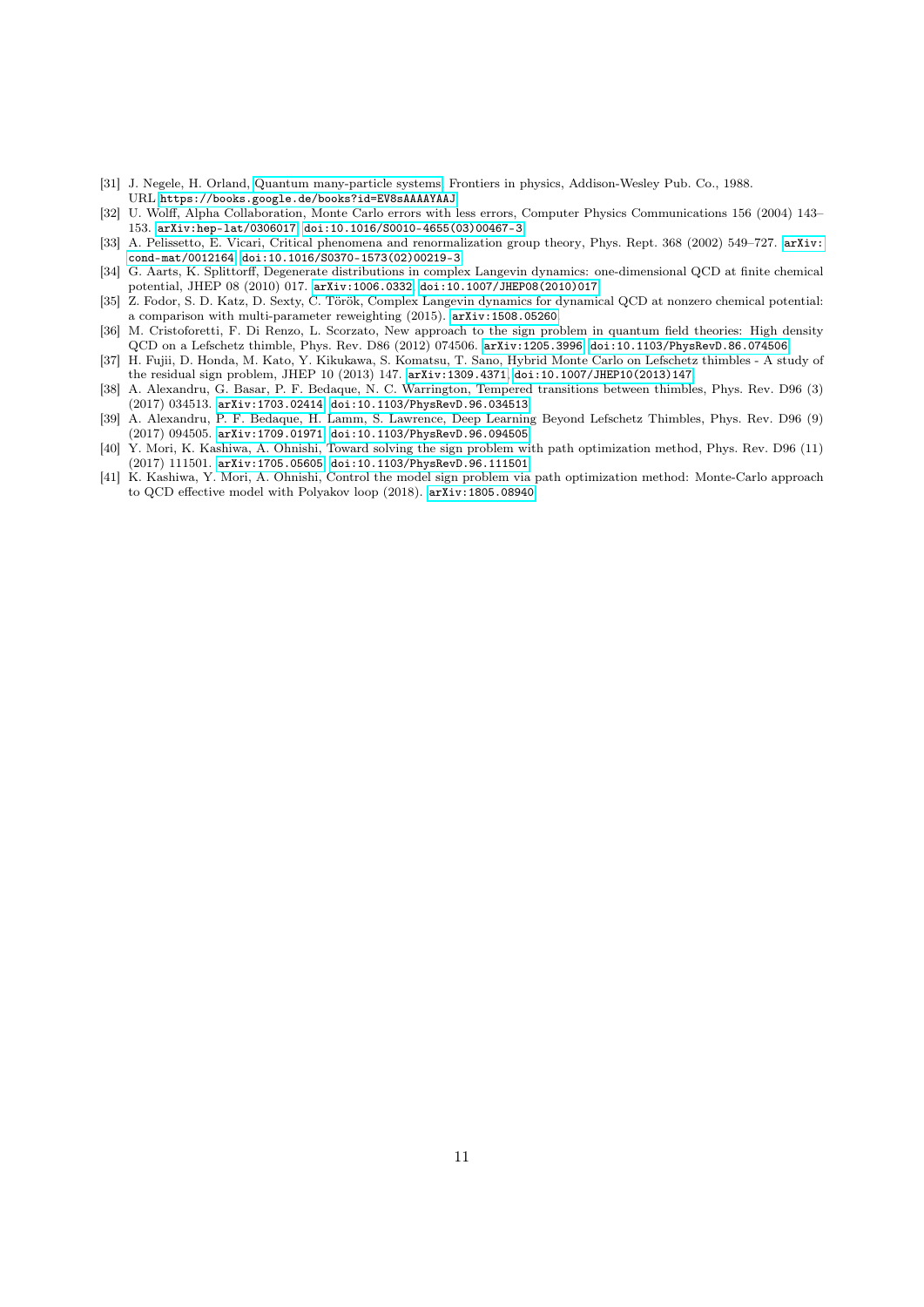[31] J. Negele, H. Orland, Quantum many-particle systems, Frontiers in physics, Addison-Wesley Pub. Co., 1988. URL https://books.google.de/books?id=EV8sAAAAYAAJ

[32] U. Wolff, Alpha Collaboration, Monte Carlo errors with less errors, Computer Physics Communications 156 (2004) 143–153. arXiv:hep-lat/0306017. doi:10.1016/S0010-4655(03)00467-3.

[33] A. Pelissetto, E. Vicari, Critical phenomena and renormalization group theory, Phys. Rept. 368 (2002) 549–727. arXiv:cond-mat/0012164. doi:10.1016/S0370-1573(02)00219-3.

[34] G. Aarts, K. Splittorff, Degenerate distributions in complex Langevin dynamics: one-dimensional QCD at finite chemical potential, JHEP 08 (2010) 017. arXiv:1006.0332. doi:10.1007/JHEP08(2010)017.

[35] Z. Fodor, S. D. Katz, D. Sexty, C. Török, Complex Langevin dynamics for dynamical QCD at nonzero chemical potential: a comparison with multi-parameter reweighting (2015). arXiv:1508.05260.

[36] M. Cristoforetti, F. Di Renzo, L. Scorzato, New approach to the sign problem in quantum field theories: High density QCD on a Lefschetz thimble, Phys. Rev. D86 (2012) 074506. arXiv:1205.3996. doi:10.1103/PhysRevD.86.074506.

[37] H. Fujii, D. Honda, M. Kato, Y. Kikukawa, S. Komatsu, T. Sano, Hybrid Monte Carlo on Lefschetz thimbles - A study of the residual sign problem, JHEP 10 (2013) 147. arXiv:1309.4371. doi:10.1007/JHEP10(2013)147.

[38] A. Alexandru, G. Basar, P. F. Bedaque, N. C. Warrington, Tempered transitions between thimbles, Phys. Rev. D96 (3) (2017) 034513. arXiv:1703.02414. doi:10.1103/PhysRevD.96.034513.

[39] A. Alexandru, P. F. Bedaque, H. Lamm, S. Lawrence, Deep Learning Beyond Lefschetz Thimbles, Phys. Rev. D96 (9) (2017) 094505. arXiv:1709.01971. doi:10.1103/PhysRevD.96.094505.

[40] Y. Mori, K. Kashiwa, A. Ohnishi, Toward solving the sign problem with path optimization method, Phys. Rev. D96 (11) (2017) 111501. arXiv:1705.05605. doi:10.1103/PhysRevD.96.111501.

[41] K. Kashiwa, Y. Mori, A. Ohnishi, Control the model sign problem via path optimization method: Monte-Carlo approach to QCD effective model with Polyakov loop (2018). arXiv:1805.08940.